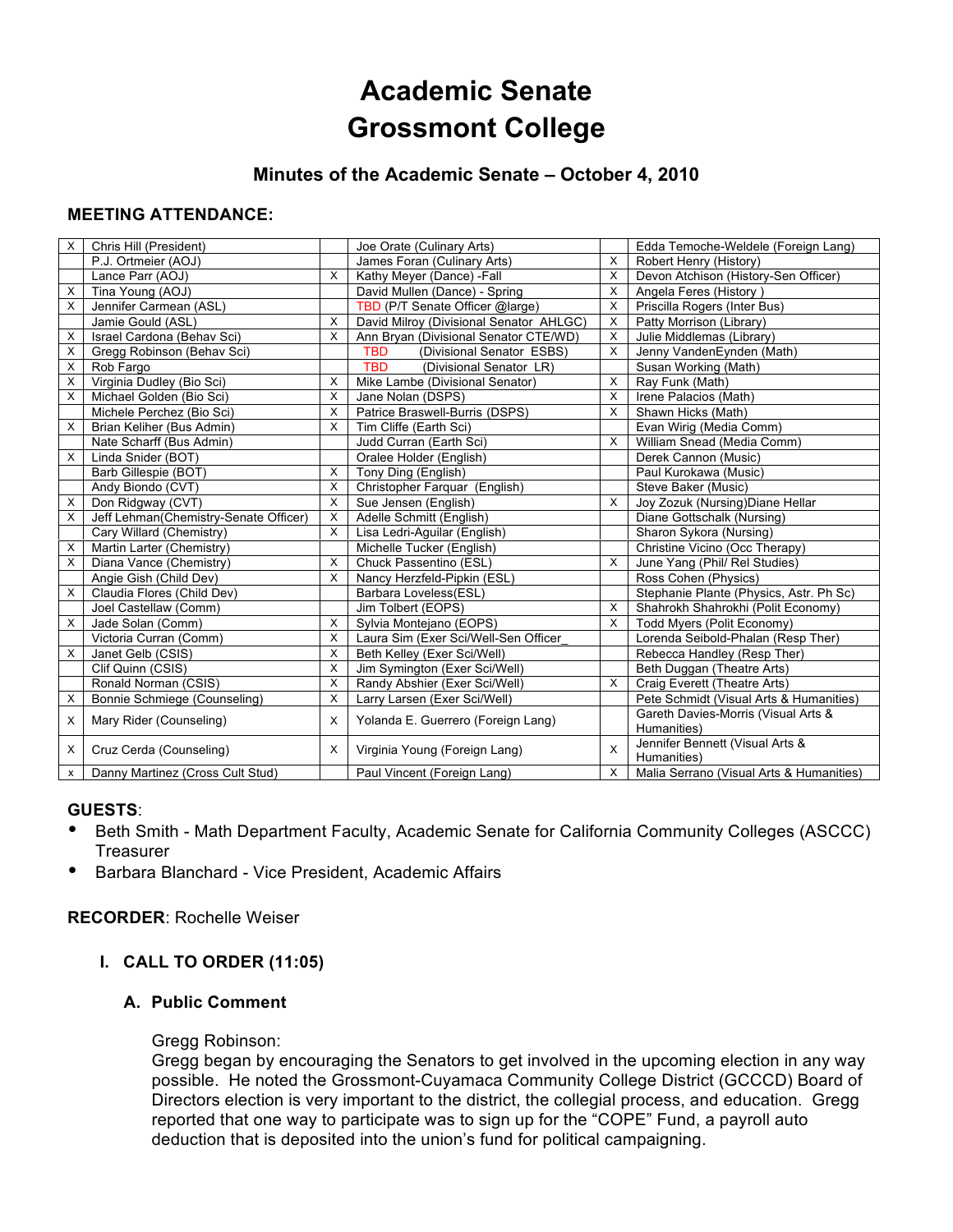# Academic Senate
# Grossmont College

### Minutes of the Academic Senate – October 4, 2010

**MEETING ATTENDANCE:**

| | | | | | |
|---|---|---|---|---|---|
| X | Chris Hill (President) | | Joe Orate (Culinary Arts) | | Edda Temoche-Weldele (Foreign Lang) |
| | P.J. Ortmeier (AOJ) | | James Foran (Culinary Arts) | X | Robert Henry (History) |
| | Lance Parr (AOJ) | X | Kathy Meyer (Dance) -Fall | X | Devon Atchison (History-Sen Officer) |
| X | Tina Young (AOJ) | | David Mullen (Dance) - Spring | X | Angela Feres (History ) |
| X | Jennifer Carmean (ASL) | | TBD (P/T Senate Officer @large) | X | Priscilla Rogers (Inter Bus) |
| | Jamie Gould (ASL) | X | David Milroy (Divisional Senator AHLGC) | X | Patty Morrison (Library) |
| X | Israel Cardona (Behav Sci) | X | Ann Bryan (Divisional Senator CTE/WD) | X | Julie Middlemas (Library) |
| X | Gregg Robinson (Behav Sci) | | TBD (Divisional Senator ESBS) | X | Jenny VandenEynden (Math) |
| X | Rob Fargo | | TBD (Divisional Senator LR) | | Susan Working (Math) |
| X | Virginia Dudley (Bio Sci) | X | Mike Lambe (Divisional Senator) | X | Ray Funk (Math) |
| X | Michael Golden (Bio Sci) | X | Jane Nolan (DSPS) | X | Irene Palacios (Math) |
| | Michele Perchez (Bio Sci) | X | Patrice Braswell-Burris (DSPS) | X | Shawn Hicks (Math) |
| X | Brian Keliher (Bus Admin) | X | Tim Cliffe (Earth Sci) | | Evan Wirig (Media Comm) |
| | Nate Scharff (Bus Admin) | | Judd Curran (Earth Sci) | X | William Snead (Media Comm) |
| X | Linda Snider (BOT) | | Oralee Holder (English) | | Derek Cannon (Music) |
| | Barb Gillespie (BOT) | X | Tony Ding (English) | | Paul Kurokawa (Music) |
| | Andy Biondo (CVT) | X | Christopher Farquar (English) | | Steve Baker (Music) |
| X | Don Ridgway (CVT) | X | Sue Jensen (English) | X | Joy Zozuk (Nursing)Diane Hellar |
| X | Jeff Lehman(Chemistry-Senate Officer) | X | Adelle Schmitt (English) | | Diane Gottschalk (Nursing) |
| | Cary Willard (Chemistry) | X | Lisa Ledri-Aguilar (English) | | Sharon Sykora (Nursing) |
| X | Martin Larter (Chemistry) | | Michelle Tucker (English) | | Christine Vicino (Occ Therapy) |
| X | Diana Vance (Chemistry) | X | Chuck Passentino (ESL) | X | June Yang (Phil/ Rel Studies) |
| | Angie Gish (Child Dev) | X | Nancy Herzfeld-Pipkin (ESL) | | Ross Cohen (Physics) |
| X | Claudia Flores (Child Dev) | | Barbara Loveless(ESL) | | Stephanie Plante (Physics, Astr. Ph Sc) |
| | Joel Castellaw (Comm) | | Jim Tolbert (EOPS) | X | Shahrokh Shahrokhi (Polit Economy) |
| X | Jade Solan (Comm) | X | Sylvia Montejano (EOPS) | X | Todd Myers (Polit Economy) |
| | Victoria Curran (Comm) | X | Laura Sim (Exer Sci/Well-Sen Officer_ | | Lorenda Seibold-Phalan (Resp Ther) |
| X | Janet Gelb (CSIS) | X | Beth Kelley (Exer Sci/Well) | | Rebecca Handley (Resp Ther) |
| | Clif Quinn (CSIS) | X | Jim Symington (Exer Sci/Well) | | Beth Duggan (Theatre Arts) |
| | Ronald Norman (CSIS) | X | Randy Abshier (Exer Sci/Well) | X | Craig Everett (Theatre Arts) |
| X | Bonnie Schmiege (Counseling) | X | Larry Larsen (Exer Sci/Well) | | Pete Schmidt (Visual Arts & Humanities) |
| X | Mary Rider (Counseling) | X | Yolanda E. Guerrero (Foreign Lang) | | Gareth Davies-Morris (Visual Arts & Humanities) |
| X | Cruz Cerda (Counseling) | X | Virginia Young (Foreign Lang) | X | Jennifer Bennett (Visual Arts & Humanities) |
| x | Danny Martinez (Cross Cult Stud) | | Paul Vincent (Foreign Lang) | X | Malia Serrano (Visual Arts & Humanities) |

**GUESTS**:

- Beth Smith - Math Department Faculty, Academic Senate for California Community Colleges (ASCCC) Treasurer
- Barbara Blanchard - Vice President, Academic Affairs

**RECORDER**: Rochelle Weiser

## I. CALL TO ORDER (11:05)

### A. Public Comment

Gregg Robinson:
Gregg began by encouraging the Senators to get involved in the upcoming election in any way possible. He noted the Grossmont-Cuyamaca Community College District (GCCCD) Board of Directors election is very important to the district, the collegial process, and education. Gregg reported that one way to participate was to sign up for the "COPE" Fund, a payroll auto deduction that is deposited into the union's fund for political campaigning.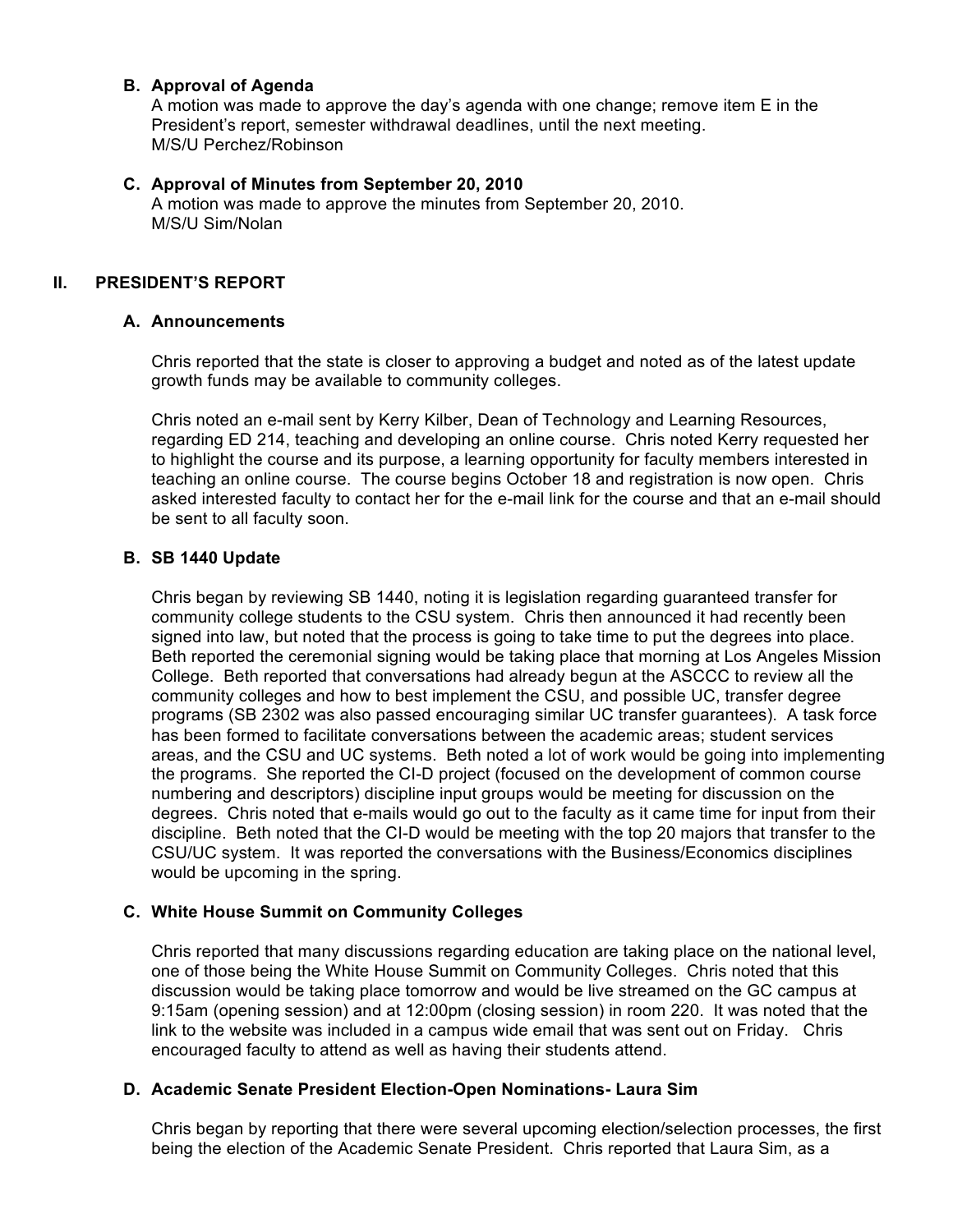### B. Approval of Agenda

A motion was made to approve the day's agenda with one change; remove item E in the President's report, semester withdrawal deadlines, until the next meeting.
M/S/U Perchez/Robinson

### C. Approval of Minutes from September 20, 2010

A motion was made to approve the minutes from September 20, 2010.
M/S/U Sim/Nolan

## II. PRESIDENT'S REPORT

### A. Announcements

Chris reported that the state is closer to approving a budget and noted as of the latest update growth funds may be available to community colleges.

Chris noted an e-mail sent by Kerry Kilber, Dean of Technology and Learning Resources, regarding ED 214, teaching and developing an online course. Chris noted Kerry requested her to highlight the course and its purpose, a learning opportunity for faculty members interested in teaching an online course. The course begins October 18 and registration is now open. Chris asked interested faculty to contact her for the e-mail link for the course and that an e-mail should be sent to all faculty soon.

### B. SB 1440 Update

Chris began by reviewing SB 1440, noting it is legislation regarding guaranteed transfer for community college students to the CSU system. Chris then announced it had recently been signed into law, but noted that the process is going to take time to put the degrees into place. Beth reported the ceremonial signing would be taking place that morning at Los Angeles Mission College. Beth reported that conversations had already begun at the ASCCC to review all the community colleges and how to best implement the CSU, and possible UC, transfer degree programs (SB 2302 was also passed encouraging similar UC transfer guarantees). A task force has been formed to facilitate conversations between the academic areas; student services areas, and the CSU and UC systems. Beth noted a lot of work would be going into implementing the programs. She reported the CI-D project (focused on the development of common course numbering and descriptors) discipline input groups would be meeting for discussion on the degrees. Chris noted that e-mails would go out to the faculty as it came time for input from their discipline. Beth noted that the CI-D would be meeting with the top 20 majors that transfer to the CSU/UC system. It was reported the conversations with the Business/Economics disciplines would be upcoming in the spring.

### C. White House Summit on Community Colleges

Chris reported that many discussions regarding education are taking place on the national level, one of those being the White House Summit on Community Colleges. Chris noted that this discussion would be taking place tomorrow and would be live streamed on the GC campus at 9:15am (opening session) and at 12:00pm (closing session) in room 220. It was noted that the link to the website was included in a campus wide email that was sent out on Friday. Chris encouraged faculty to attend as well as having their students attend.

### D. Academic Senate President Election-Open Nominations- Laura Sim

Chris began by reporting that there were several upcoming election/selection processes, the first being the election of the Academic Senate President. Chris reported that Laura Sim, as a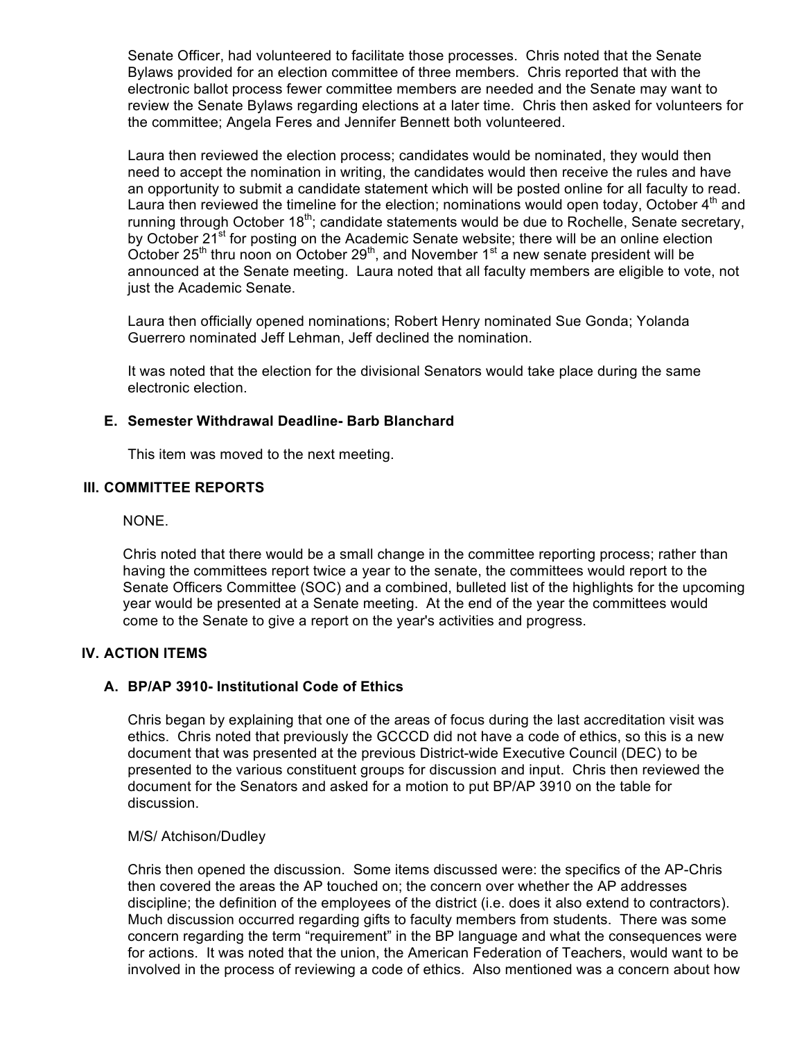Senate Officer, had volunteered to facilitate those processes. Chris noted that the Senate Bylaws provided for an election committee of three members. Chris reported that with the electronic ballot process fewer committee members are needed and the Senate may want to review the Senate Bylaws regarding elections at a later time. Chris then asked for volunteers for the committee; Angela Feres and Jennifer Bennett both volunteered.

Laura then reviewed the election process; candidates would be nominated, they would then need to accept the nomination in writing, the candidates would then receive the rules and have an opportunity to submit a candidate statement which will be posted online for all faculty to read. Laura then reviewed the timeline for the election; nominations would open today, October 4th and running through October 18th; candidate statements would be due to Rochelle, Senate secretary, by October 21st for posting on the Academic Senate website; there will be an online election October 25th thru noon on October 29th, and November 1st a new senate president will be announced at the Senate meeting. Laura noted that all faculty members are eligible to vote, not just the Academic Senate.

Laura then officially opened nominations; Robert Henry nominated Sue Gonda; Yolanda Guerrero nominated Jeff Lehman, Jeff declined the nomination.

It was noted that the election for the divisional Senators would take place during the same electronic election.

### E. Semester Withdrawal Deadline- Barb Blanchard

This item was moved to the next meeting.

## III. COMMITTEE REPORTS

NONE.

Chris noted that there would be a small change in the committee reporting process; rather than having the committees report twice a year to the senate, the committees would report to the Senate Officers Committee (SOC) and a combined, bulleted list of the highlights for the upcoming year would be presented at a Senate meeting. At the end of the year the committees would come to the Senate to give a report on the year's activities and progress.

## IV. ACTION ITEMS

### A. BP/AP 3910- Institutional Code of Ethics

Chris began by explaining that one of the areas of focus during the last accreditation visit was ethics. Chris noted that previously the GCCCD did not have a code of ethics, so this is a new document that was presented at the previous District-wide Executive Council (DEC) to be presented to the various constituent groups for discussion and input. Chris then reviewed the document for the Senators and asked for a motion to put BP/AP 3910 on the table for discussion.

M/S/ Atchison/Dudley

Chris then opened the discussion. Some items discussed were: the specifics of the AP-Chris then covered the areas the AP touched on; the concern over whether the AP addresses discipline; the definition of the employees of the district (i.e. does it also extend to contractors). Much discussion occurred regarding gifts to faculty members from students. There was some concern regarding the term "requirement" in the BP language and what the consequences were for actions. It was noted that the union, the American Federation of Teachers, would want to be involved in the process of reviewing a code of ethics. Also mentioned was a concern about how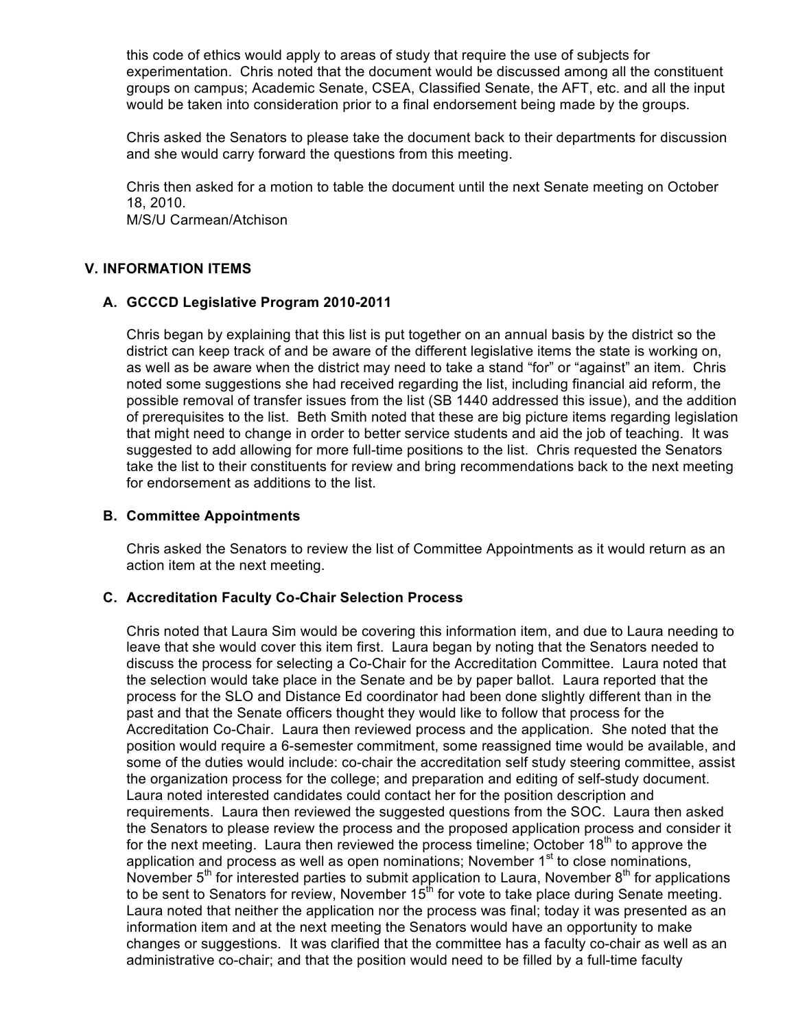this code of ethics would apply to areas of study that require the use of subjects for experimentation. Chris noted that the document would be discussed among all the constituent groups on campus; Academic Senate, CSEA, Classified Senate, the AFT, etc. and all the input would be taken into consideration prior to a final endorsement being made by the groups.

Chris asked the Senators to please take the document back to their departments for discussion and she would carry forward the questions from this meeting.

Chris then asked for a motion to table the document until the next Senate meeting on October 18, 2010.
M/S/U Carmean/Atchison

## V. INFORMATION ITEMS

### A. GCCCD Legislative Program 2010-2011

Chris began by explaining that this list is put together on an annual basis by the district so the district can keep track of and be aware of the different legislative items the state is working on, as well as be aware when the district may need to take a stand "for" or "against" an item. Chris noted some suggestions she had received regarding the list, including financial aid reform, the possible removal of transfer issues from the list (SB 1440 addressed this issue), and the addition of prerequisites to the list. Beth Smith noted that these are big picture items regarding legislation that might need to change in order to better service students and aid the job of teaching. It was suggested to add allowing for more full-time positions to the list. Chris requested the Senators take the list to their constituents for review and bring recommendations back to the next meeting for endorsement as additions to the list.

### B. Committee Appointments

Chris asked the Senators to review the list of Committee Appointments as it would return as an action item at the next meeting.

### C. Accreditation Faculty Co-Chair Selection Process

Chris noted that Laura Sim would be covering this information item, and due to Laura needing to leave that she would cover this item first. Laura began by noting that the Senators needed to discuss the process for selecting a Co-Chair for the Accreditation Committee. Laura noted that the selection would take place in the Senate and be by paper ballot. Laura reported that the process for the SLO and Distance Ed coordinator had been done slightly different than in the past and that the Senate officers thought they would like to follow that process for the Accreditation Co-Chair. Laura then reviewed process and the application. She noted that the position would require a 6-semester commitment, some reassigned time would be available, and some of the duties would include: co-chair the accreditation self study steering committee, assist the organization process for the college; and preparation and editing of self-study document. Laura noted interested candidates could contact her for the position description and requirements. Laura then reviewed the suggested questions from the SOC. Laura then asked the Senators to please review the process and the proposed application process and consider it for the next meeting. Laura then reviewed the process timeline; October 18th to approve the application and process as well as open nominations; November 1st to close nominations, November 5th for interested parties to submit application to Laura, November 8th for applications to be sent to Senators for review, November 15th for vote to take place during Senate meeting. Laura noted that neither the application nor the process was final; today it was presented as an information item and at the next meeting the Senators would have an opportunity to make changes or suggestions. It was clarified that the committee has a faculty co-chair as well as an administrative co-chair; and that the position would need to be filled by a full-time faculty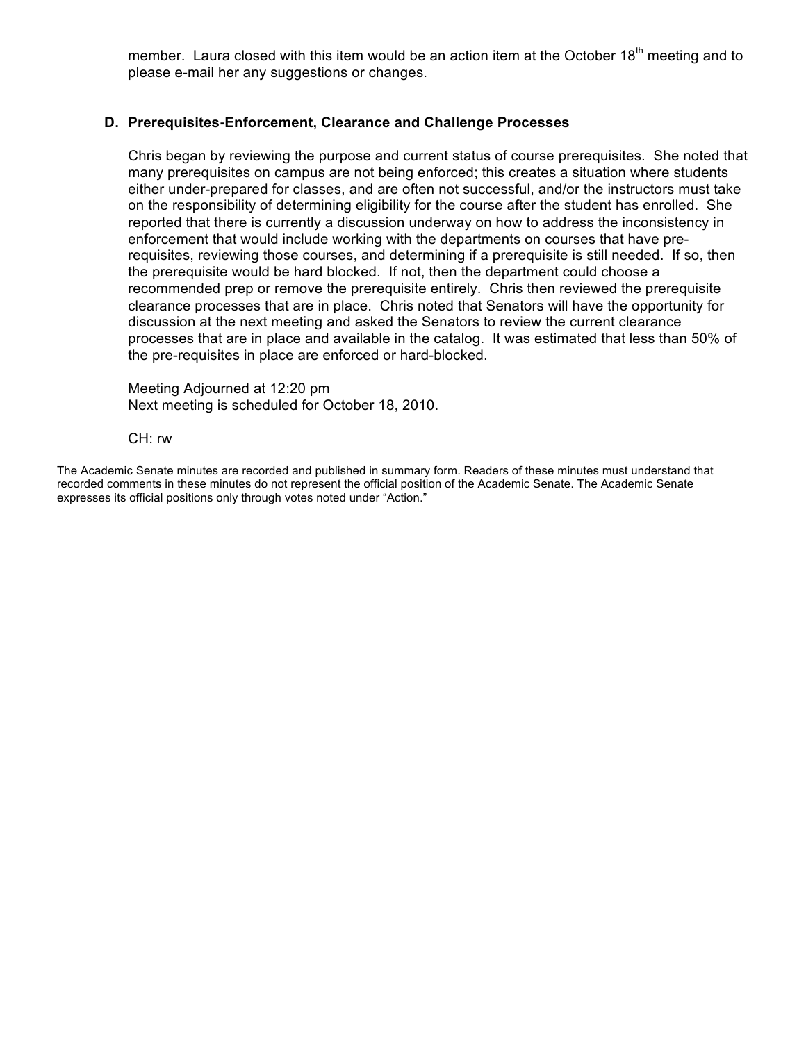member. Laura closed with this item would be an action item at the October 18th meeting and to please e-mail her any suggestions or changes.

### D. Prerequisites-Enforcement, Clearance and Challenge Processes

Chris began by reviewing the purpose and current status of course prerequisites. She noted that many prerequisites on campus are not being enforced; this creates a situation where students either under-prepared for classes, and are often not successful, and/or the instructors must take on the responsibility of determining eligibility for the course after the student has enrolled. She reported that there is currently a discussion underway on how to address the inconsistency in enforcement that would include working with the departments on courses that have pre-requisites, reviewing those courses, and determining if a prerequisite is still needed. If so, then the prerequisite would be hard blocked. If not, then the department could choose a recommended prep or remove the prerequisite entirely. Chris then reviewed the prerequisite clearance processes that are in place. Chris noted that Senators will have the opportunity for discussion at the next meeting and asked the Senators to review the current clearance processes that are in place and available in the catalog. It was estimated that less than 50% of the pre-requisites in place are enforced or hard-blocked.

Meeting Adjourned at 12:20 pm
Next meeting is scheduled for October 18, 2010.

CH: rw

The Academic Senate minutes are recorded and published in summary form. Readers of these minutes must understand that recorded comments in these minutes do not represent the official position of the Academic Senate. The Academic Senate expresses its official positions only through votes noted under "Action."